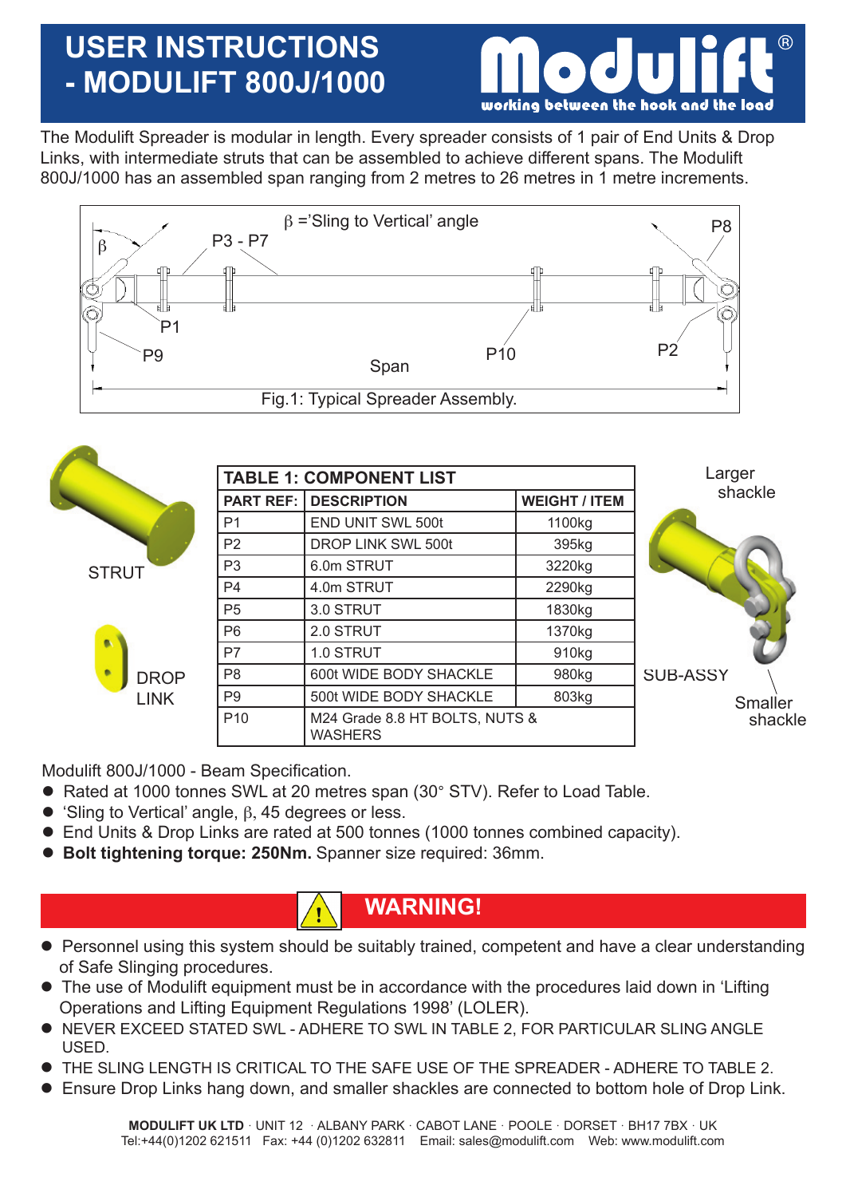# USER INSTRUCTIONS - MODULIFT 800J/1000

Modulift® working between the hook and the load

The Modulift Spreader is modular in length. Every spreader consists of 1 pair of End Units & Drop Links, with intermediate struts that can be assembled to achieve different spans. The Modulift 800J/1000 has an assembled span ranging from 2 metres to 26 metres in 1 metre increments.

β ='Sling to Vertical' angle

P3 - P7, P8, P1, P9, P10, P2, Span

Fig.1: Typical Spreader Assembly.

STRUT

DROP LINK

| TABLE 1: COMPONENT LIST | | |
|---|---|---|
| PART REF: | DESCRIPTION | WEIGHT / ITEM |
| P1 | END UNIT SWL 500t | 1100kg |
| P2 | DROP LINK SWL 500t | 395kg |
| P3 | 6.0m STRUT | 3220kg |
| P4 | 4.0m STRUT | 2290kg |
| P5 | 3.0 STRUT | 1830kg |
| P6 | 2.0 STRUT | 1370kg |
| P7 | 1.0 STRUT | 910kg |
| P8 | 600t WIDE BODY SHACKLE | 980kg |
| P9 | 500t WIDE BODY SHACKLE | 803kg |
| P10 | M24 Grade 8.8 HT BOLTS, NUTS & WASHERS | |

Larger shackle

SUB-ASSY

Smaller shackle

Modulift 800J/1000 - Beam Specification.

- Rated at 1000 tonnes SWL at 20 metres span (30° STV). Refer to Load Table.
- 'Sling to Vertical' angle, β, 45 degrees or less.
- End Units & Drop Links are rated at 500 tonnes (1000 tonnes combined capacity).
- **Bolt tightening torque: 250Nm.** Spanner size required: 36mm.

## WARNING!

- Personnel using this system should be suitably trained, competent and have a clear understanding of Safe Slinging procedures.
- The use of Modulift equipment must be in accordance with the procedures laid down in 'Lifting Operations and Lifting Equipment Regulations 1998' (LOLER).
- NEVER EXCEED STATED SWL - ADHERE TO SWL IN TABLE 2, FOR PARTICULAR SLING ANGLE USED.
- THE SLING LENGTH IS CRITICAL TO THE SAFE USE OF THE SPREADER - ADHERE TO TABLE 2.
- Ensure Drop Links hang down, and smaller shackles are connected to bottom hole of Drop Link.

**MODULIFT UK LTD** · UNIT 12 · ALBANY PARK · CABOT LANE · POOLE · DORSET · BH17 7BX · UK
Tel:+44(0)1202 621511 Fax: +44 (0)1202 632811 Email: sales@modulift.com Web: www.modulift.com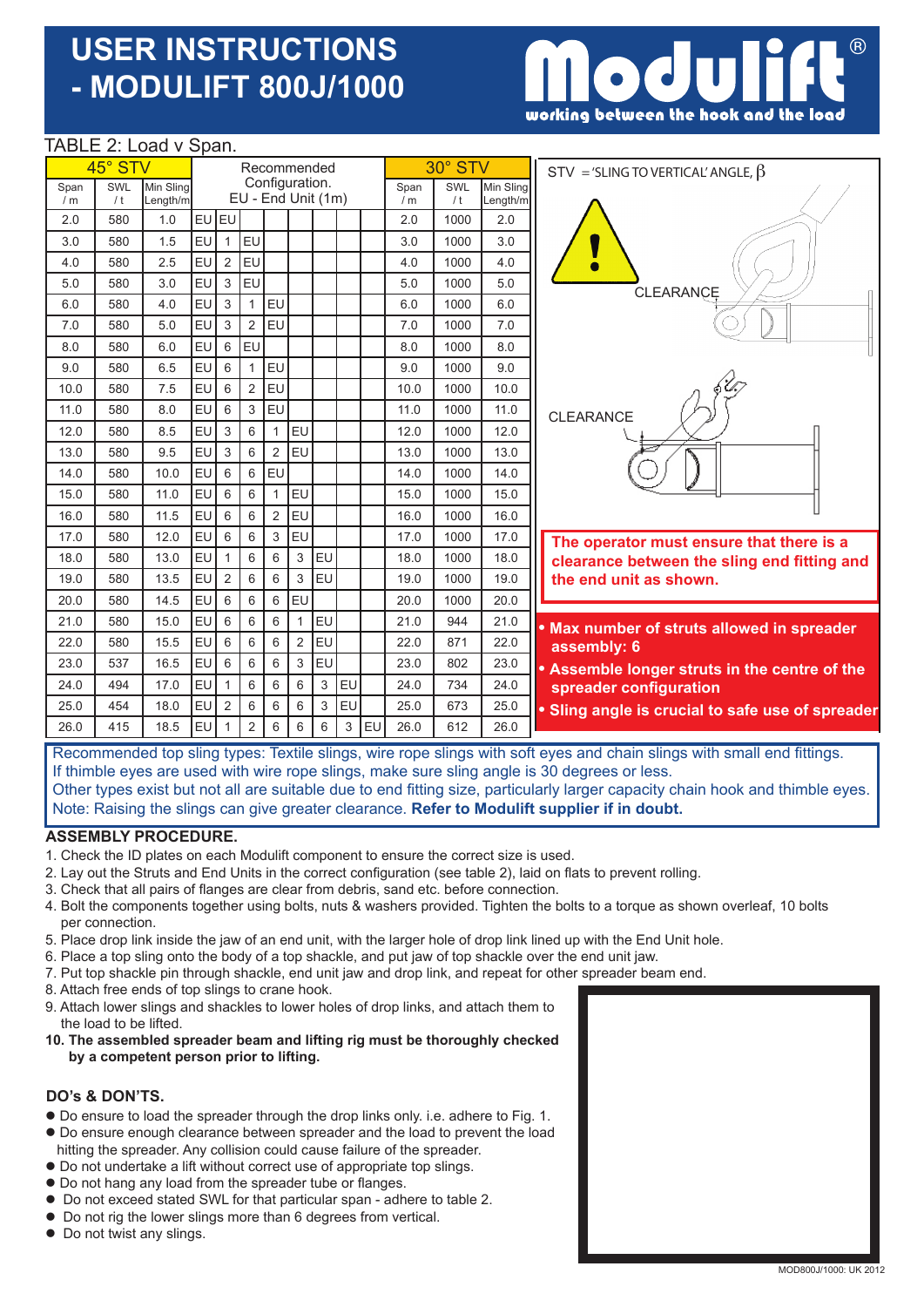# USER INSTRUCTIONS - MODULIFT 800J/1000

Modulift®
working between the hook and the load

TABLE 2: Load v Span.

| 45° STV | | | Recommended Configuration. EU - End Unit (1m) | | | | | | | | | 30° STV | | |
|---|---|---|---|---|---|---|---|---|---|---|---|---|---|---|
| Span / m | SWL / t | Min Sling Length/m | | | | | | | | | | Span / m | SWL / t | Min Sling Length/m |
| 2.0 | 580 | 1.0 | EU | EU | | | | | | | | 2.0 | 1000 | 2.0 |
| 3.0 | 580 | 1.5 | EU | 1 | EU | | | | | | | 3.0 | 1000 | 3.0 |
| 4.0 | 580 | 2.5 | EU | 2 | EU | | | | | | | 4.0 | 1000 | 4.0 |
| 5.0 | 580 | 3.0 | EU | 3 | EU | | | | | | | 5.0 | 1000 | 5.0 |
| 6.0 | 580 | 4.0 | EU | 3 | 1 | EU | | | | | | 6.0 | 1000 | 6.0 |
| 7.0 | 580 | 5.0 | EU | 3 | 2 | EU | | | | | | 7.0 | 1000 | 7.0 |
| 8.0 | 580 | 6.0 | EU | 6 | EU | | | | | | | 8.0 | 1000 | 8.0 |
| 9.0 | 580 | 6.5 | EU | 6 | 1 | EU | | | | | | 9.0 | 1000 | 9.0 |
| 10.0 | 580 | 7.5 | EU | 6 | 2 | EU | | | | | | 10.0 | 1000 | 10.0 |
| 11.0 | 580 | 8.0 | EU | 6 | 3 | EU | | | | | | 11.0 | 1000 | 11.0 |
| 12.0 | 580 | 8.5 | EU | 3 | 6 | 1 | EU | | | | | 12.0 | 1000 | 12.0 |
| 13.0 | 580 | 9.5 | EU | 3 | 6 | 2 | EU | | | | | 13.0 | 1000 | 13.0 |
| 14.0 | 580 | 10.0 | EU | 6 | 6 | EU | | | | | | 14.0 | 1000 | 14.0 |
| 15.0 | 580 | 11.0 | EU | 6 | 6 | 1 | EU | | | | | 15.0 | 1000 | 15.0 |
| 16.0 | 580 | 11.5 | EU | 6 | 6 | 2 | EU | | | | | 16.0 | 1000 | 16.0 |
| 17.0 | 580 | 12.0 | EU | 6 | 6 | 3 | EU | | | | | 17.0 | 1000 | 17.0 |
| 18.0 | 580 | 13.0 | EU | 1 | 6 | 6 | 3 | EU | | | | 18.0 | 1000 | 18.0 |
| 19.0 | 580 | 13.5 | EU | 2 | 6 | 6 | 3 | EU | | | | 19.0 | 1000 | 19.0 |
| 20.0 | 580 | 14.5 | EU | 6 | 6 | 6 | EU | | | | | 20.0 | 1000 | 20.0 |
| 21.0 | 580 | 15.0 | EU | 6 | 6 | 6 | 1 | EU | | | | 21.0 | 944 | 21.0 |
| 22.0 | 580 | 15.5 | EU | 6 | 6 | 6 | 2 | EU | | | | 22.0 | 871 | 22.0 |
| 23.0 | 537 | 16.5 | EU | 6 | 6 | 6 | 3 | EU | | | | 23.0 | 802 | 23.0 |
| 24.0 | 494 | 17.0 | EU | 1 | 6 | 6 | 6 | 3 | EU | | | 24.0 | 734 | 24.0 |
| 25.0 | 454 | 18.0 | EU | 2 | 6 | 6 | 6 | 3 | EU | | | 25.0 | 673 | 25.0 |
| 26.0 | 415 | 18.5 | EU | 1 | 2 | 6 | 6 | 6 | 3 | EU | | 26.0 | 612 | 26.0 |

STV = 'SLING TO VERTICAL' ANGLE, $\beta$

CLEARANCE

CLEARANCE

**The operator must ensure that there is a clearance between the sling end fitting and the end unit as shown.**

- **Max number of struts allowed in spreader assembly: 6**
- **Assemble longer struts in the centre of the spreader configuration**
- **Sling angle is crucial to safe use of spreader**

Recommended top sling types: Textile slings, wire rope slings with soft eyes and chain slings with small end fittings. If thimble eyes are used with wire rope slings, make sure sling angle is 30 degrees or less.
Other types exist but not all are suitable due to end fitting size, particularly larger capacity chain hook and thimble eyes.
Note: Raising the slings can give greater clearance. **Refer to Modulift supplier if in doubt.**

## ASSEMBLY PROCEDURE.

1. Check the ID plates on each Modulift component to ensure the correct size is used.
2. Lay out the Struts and End Units in the correct configuration (see table 2), laid on flats to prevent rolling.
3. Check that all pairs of flanges are clear from debris, sand etc. before connection.
4. Bolt the components together using bolts, nuts & washers provided. Tighten the bolts to a torque as shown overleaf, 10 bolts per connection.
5. Place drop link inside the jaw of an end unit, with the larger hole of drop link lined up with the End Unit hole.
6. Place a top sling onto the body of a top shackle, and put jaw of top shackle over the end unit jaw.
7. Put top shackle pin through shackle, end unit jaw and drop link, and repeat for other spreader beam end.
8. Attach free ends of top slings to crane hook.
9. Attach lower slings and shackles to lower holes of drop links, and attach them to the load to be lifted.
10. **The assembled spreader beam and lifting rig must be thoroughly checked by a competent person prior to lifting.**

## DO's & DON'TS.

- Do ensure to load the spreader through the drop links only. i.e. adhere to Fig. 1.
- Do ensure enough clearance between spreader and the load to prevent the load hitting the spreader. Any collision could cause failure of the spreader.
- Do not undertake a lift without correct use of appropriate top slings.
- Do not hang any load from the spreader tube or flanges.
- Do not exceed stated SWL for that particular span - adhere to table 2.
- Do not rig the lower slings more than 6 degrees from vertical.
- Do not twist any slings.

MOD800J/1000: UK 2012